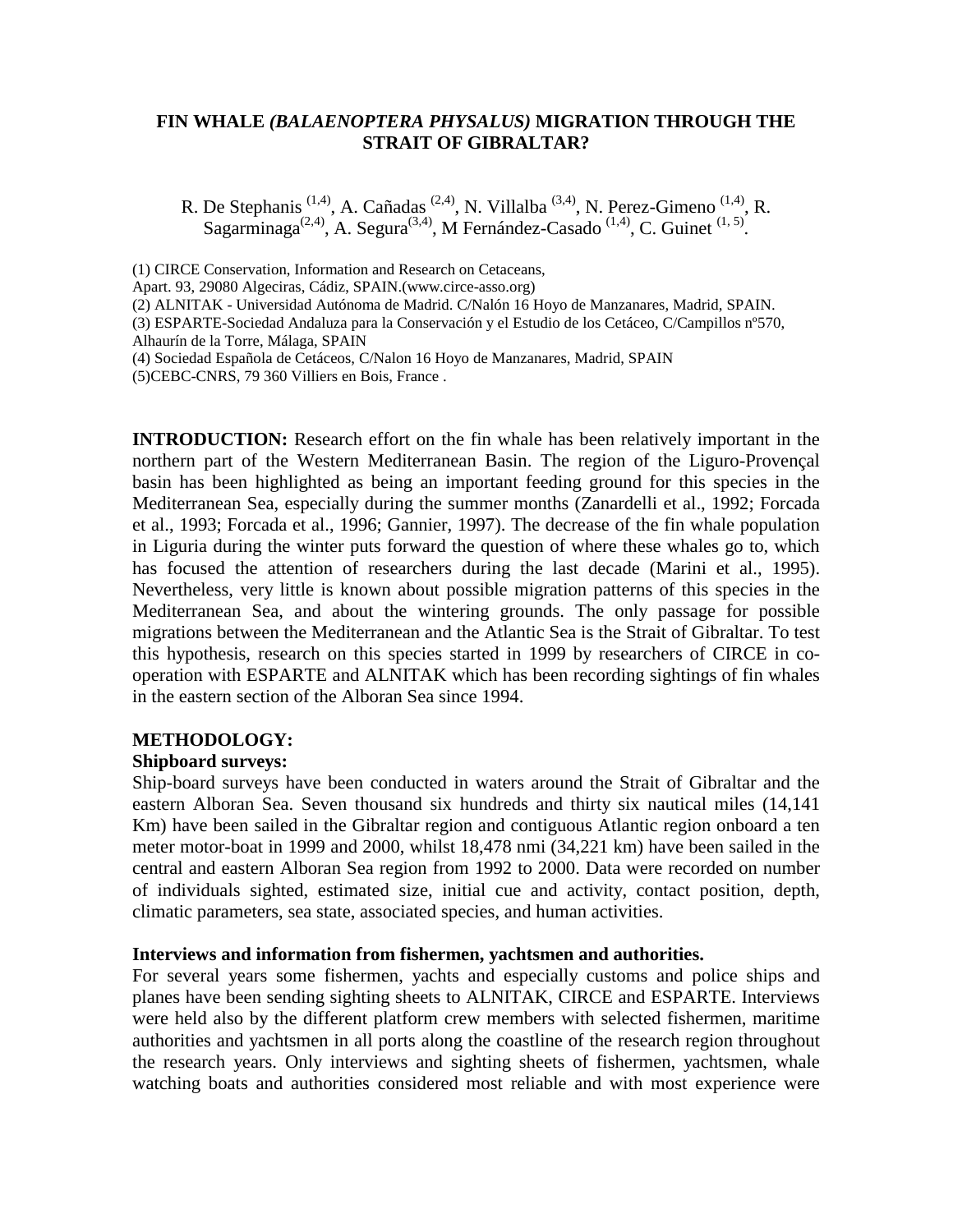# FIN WHALE *(BALAENOPTERA PHYSALUS)* MIGRATION THROUGH THE STRAIT OF GIBRALTAR?

R. De Stephanis [(1,4)], A. Cañadas [(2,4)], N. Villalba [(3,4)], N. Perez-Gimeno [(1,4)], R. Sagarminaga[(2,4)], A. Segura[(3,4)], M Fernández-Casado [(1,4)], C. Guinet [(1, 5)].

(1) CIRCE Conservation, Information and Research on Cetaceans,
Apart. 93, 29080 Algeciras, Cádiz, SPAIN.(www.circe-asso.org)
(2) ALNITAK - Universidad Autónoma de Madrid. C/Nalón 16 Hoyo de Manzanares, Madrid, SPAIN.
(3) ESPARTE-Sociedad Andaluza para la Conservación y el Estudio de los Cetáceo, C/Campillos nº570, Alhaurín de la Torre, Málaga, SPAIN
(4) Sociedad Española de Cetáceos, C/Nalon 16 Hoyo de Manzanares, Madrid, SPAIN
(5)CEBC-CNRS, 79 360 Villiers en Bois, France .

**INTRODUCTION:** Research effort on the fin whale has been relatively important in the northern part of the Western Mediterranean Basin. The region of the Liguro-Provençal basin has been highlighted as being an important feeding ground for this species in the Mediterranean Sea, especially during the summer months (Zanardelli et al., 1992; Forcada et al., 1993; Forcada et al., 1996; Gannier, 1997). The decrease of the fin whale population in Liguria during the winter puts forward the question of where these whales go to, which has focused the attention of researchers during the last decade (Marini et al., 1995). Nevertheless, very little is known about possible migration patterns of this species in the Mediterranean Sea, and about the wintering grounds. The only passage for possible migrations between the Mediterranean and the Atlantic Sea is the Strait of Gibraltar. To test this hypothesis, research on this species started in 1999 by researchers of CIRCE in co-operation with ESPARTE and ALNITAK which has been recording sightings of fin whales in the eastern section of the Alboran Sea since 1994.

## METHODOLOGY:

### Shipboard surveys:

Ship-board surveys have been conducted in waters around the Strait of Gibraltar and the eastern Alboran Sea. Seven thousand six hundreds and thirty six nautical miles (14,141 Km) have been sailed in the Gibraltar region and contiguous Atlantic region onboard a ten meter motor-boat in 1999 and 2000, whilst 18,478 nmi (34,221 km) have been sailed in the central and eastern Alboran Sea region from 1992 to 2000. Data were recorded on number of individuals sighted, estimated size, initial cue and activity, contact position, depth, climatic parameters, sea state, associated species, and human activities.

### Interviews and information from fishermen, yachtsmen and authorities.

For several years some fishermen, yachts and especially customs and police ships and planes have been sending sighting sheets to ALNITAK, CIRCE and ESPARTE. Interviews were held also by the different platform crew members with selected fishermen, maritime authorities and yachtsmen in all ports along the coastline of the research region throughout the research years. Only interviews and sighting sheets of fishermen, yachtsmen, whale watching boats and authorities considered most reliable and with most experience were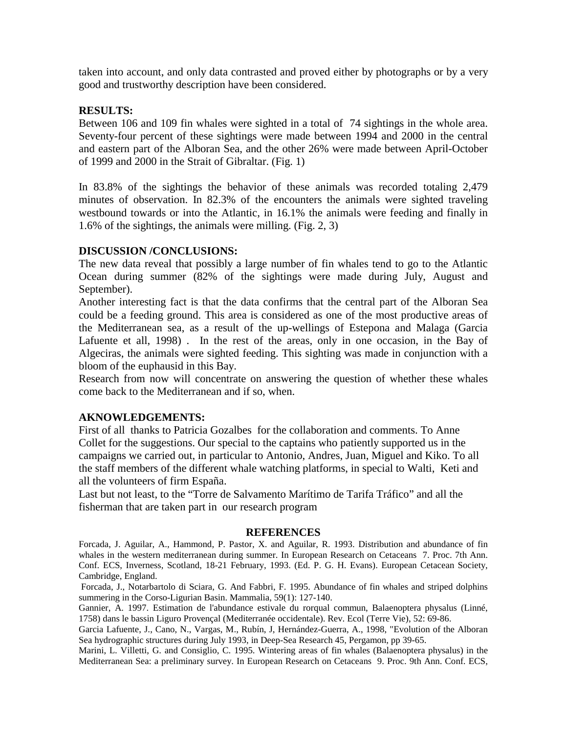taken into account, and only data contrasted and proved either by photographs or by a very good and trustworthy description have been considered.

**RESULTS:**

Between 106 and 109 fin whales were sighted in a total of 74 sightings in the whole area. Seventy-four percent of these sightings were made between 1994 and 2000 in the central and eastern part of the Alboran Sea, and the other 26% were made between April-October of 1999 and 2000 in the Strait of Gibraltar. (Fig. 1)

In 83.8% of the sightings the behavior of these animals was recorded totaling 2,479 minutes of observation. In 82.3% of the encounters the animals were sighted traveling westbound towards or into the Atlantic, in 16.1% the animals were feeding and finally in 1.6% of the sightings, the animals were milling. (Fig. 2, 3)

**DISCUSSION /CONCLUSIONS:**

The new data reveal that possibly a large number of fin whales tend to go to the Atlantic Ocean during summer (82% of the sightings were made during July, August and September).

Another interesting fact is that the data confirms that the central part of the Alboran Sea could be a feeding ground. This area is considered as one of the most productive areas of the Mediterranean sea, as a result of the up-wellings of Estepona and Malaga (Garcia Lafuente et all, 1998) . In the rest of the areas, only in one occasion, in the Bay of Algeciras, the animals were sighted feeding. This sighting was made in conjunction with a bloom of the euphausid in this Bay.

Research from now will concentrate on answering the question of whether these whales come back to the Mediterranean and if so, when.

**AKNOWLEDGEMENTS:**

First of all thanks to Patricia Gozalbes for the collaboration and comments. To Anne Collet for the suggestions. Our special to the captains who patiently supported us in the campaigns we carried out, in particular to Antonio, Andres, Juan, Miguel and Kiko. To all the staff members of the different whale watching platforms, in special to Walti, Keti and all the volunteers of firm España.

Last but not least, to the "Torre de Salvamento Marítimo de Tarifa Tráfico" and all the fisherman that are taken part in our research program

**REFERENCES**

Forcada, J. Aguilar, A., Hammond, P. Pastor, X. and Aguilar, R. 1993. Distribution and abundance of fin whales in the western mediterranean during summer. In European Research on Cetaceans 7. Proc. 7th Ann. Conf. ECS, Inverness, Scotland, 18-21 February, 1993. (Ed. P. G. H. Evans). European Cetacean Society, Cambridge, England.

Forcada, J., Notarbartolo di Sciara, G. And Fabbri, F. 1995. Abundance of fin whales and striped dolphins summering in the Corso-Ligurian Basin. Mammalia, 59(1): 127-140.

Gannier, A. 1997. Estimation de l'abundance estivale du rorqual commun, Balaenoptera physalus (Linné, 1758) dans le bassin Liguro Provençal (Mediterranée occidentale). Rev. Ecol (Terre Vie), 52: 69-86.

Garcia Lafuente, J., Cano, N., Vargas, M., Rubín, J, Hernández-Guerra, A., 1998, "Evolution of the Alboran Sea hydrographic structures during July 1993, in Deep-Sea Research 45, Pergamon, pp 39-65.

Marini, L. Villetti, G. and Consiglio, C. 1995. Wintering areas of fin whales (Balaenoptera physalus) in the Mediterranean Sea: a preliminary survey. In European Research on Cetaceans 9. Proc. 9th Ann. Conf. ECS,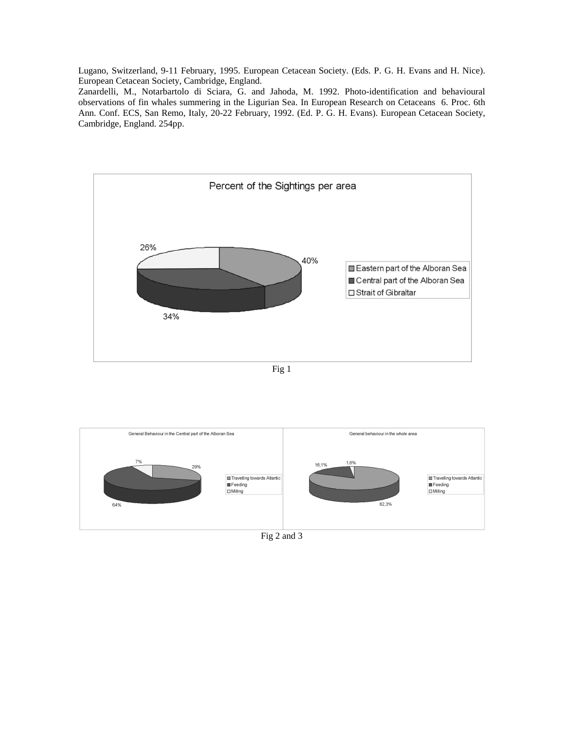Lugano, Switzerland, 9-11 February, 1995. European Cetacean Society. (Eds. P. G. H. Evans and H. Nice). European Cetacean Society, Cambridge, England.

Zanardelli, M., Notarbartolo di Sciara, G. and Jahoda, M. 1992. Photo-identification and behavioural observations of fin whales summering in the Ligurian Sea. In European Research on Cetaceans 6. Proc. 6th Ann. Conf. ECS, San Remo, Italy, 20-22 February, 1992. (Ed. P. G. H. Evans). European Cetacean Society, Cambridge, England. 254pp.

Percent of the Sightings per area

26%
40%
34%

Eastern part of the Alboran Sea
Central part of the Alboran Sea
Strait of Gibraltar

Fig 1

General Behaviour in the Central part of the Alboran Sea

7%
29%
64%

Travelling towards Atlantic
Feeding
Milling

General behaviour in the whole area

16,1%
1,6%
82,3%

Travelling towards Atlantic
Feeding
Milling

Fig 2 and 3